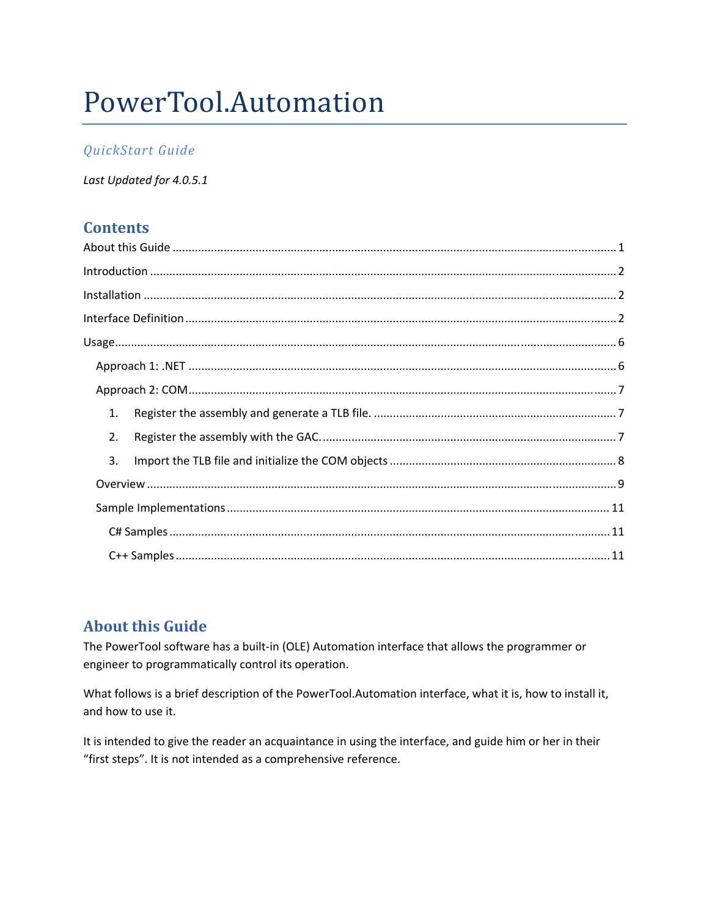# PowerTool.Automation

*QuickStart Guide*

*Last Updated for 4.0.5.1*

## Contents

About this Guide ........................................................................................................................ 1

Introduction ................................................................................................................................ 2

Installation .................................................................................................................................. 2

Interface Definition ..................................................................................................................... 2

Usage........................................................................................................................................... 6

- Approach 1: .NET .................................................................................................................... 6
- Approach 2: COM.................................................................................................................... 7
  1. Register the assembly and generate a TLB file. ........................................................... 7
  2. Register the assembly with the GAC. ........................................................................... 7
  3. Import the TLB file and initialize the COM objects ...................................................... 8
- Overview ................................................................................................................................. 9
- Sample Implementations ...................................................................................................... 11
  - C# Samples ........................................................................................................................ 11
  - C++ Samples ...................................................................................................................... 11

## About this Guide

The PowerTool software has a built-in (OLE) Automation interface that allows the programmer or engineer to programmatically control its operation.

What follows is a brief description of the PowerTool.Automation interface, what it is, how to install it, and how to use it.

It is intended to give the reader an acquaintance in using the interface, and guide him or her in their "first steps". It is not intended as a comprehensive reference.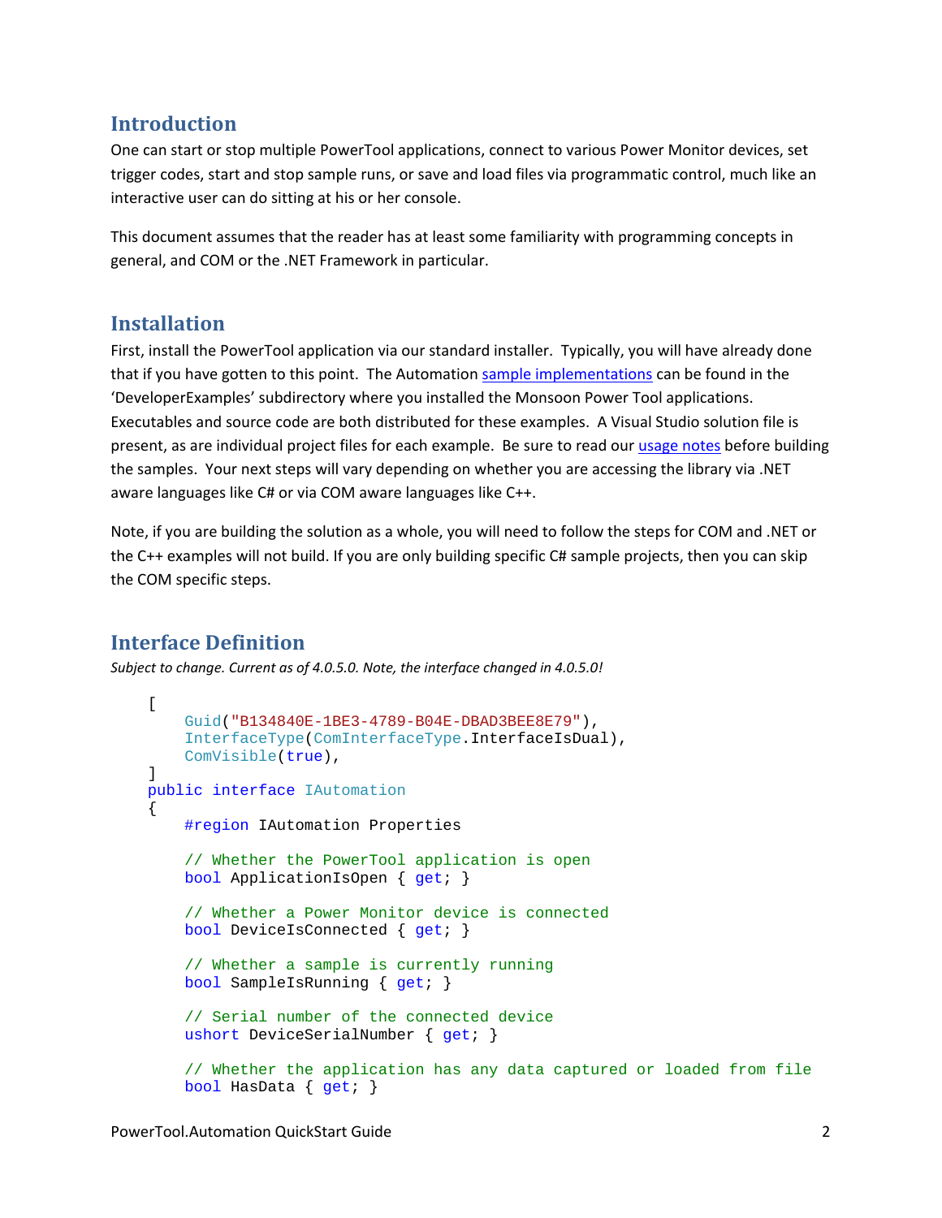## Introduction

One can start or stop multiple PowerTool applications, connect to various Power Monitor devices, set trigger codes, start and stop sample runs, or save and load files via programmatic control, much like an interactive user can do sitting at his or her console.

This document assumes that the reader has at least some familiarity with programming concepts in general, and COM or the .NET Framework in particular.

## Installation

First, install the PowerTool application via our standard installer. Typically, you will have already done that if you have gotten to this point. The Automation sample implementations can be found in the 'DeveloperExamples' subdirectory where you installed the Monsoon Power Tool applications. Executables and source code are both distributed for these examples. A Visual Studio solution file is present, as are individual project files for each example. Be sure to read our usage notes before building the samples. Your next steps will vary depending on whether you are accessing the library via .NET aware languages like C# or via COM aware languages like C++.

Note, if you are building the solution as a whole, you will need to follow the steps for COM and .NET or the C++ examples will not build. If you are only building specific C# sample projects, then you can skip the COM specific steps.

## Interface Definition

*Subject to change. Current as of 4.0.5.0. Note, the interface changed in 4.0.5.0!*

```
[
    Guid("B134840E-1BE3-4789-B04E-DBAD3BEE8E79"),
    InterfaceType(ComInterfaceType.InterfaceIsDual),
    ComVisible(true),
]
public interface IAutomation
{
    #region IAutomation Properties

    // Whether the PowerTool application is open
    bool ApplicationIsOpen { get; }

    // Whether a Power Monitor device is connected
    bool DeviceIsConnected { get; }

    // Whether a sample is currently running
    bool SampleIsRunning { get; }

    // Serial number of the connected device
    ushort DeviceSerialNumber { get; }

    // Whether the application has any data captured or loaded from file
    bool HasData { get; }
```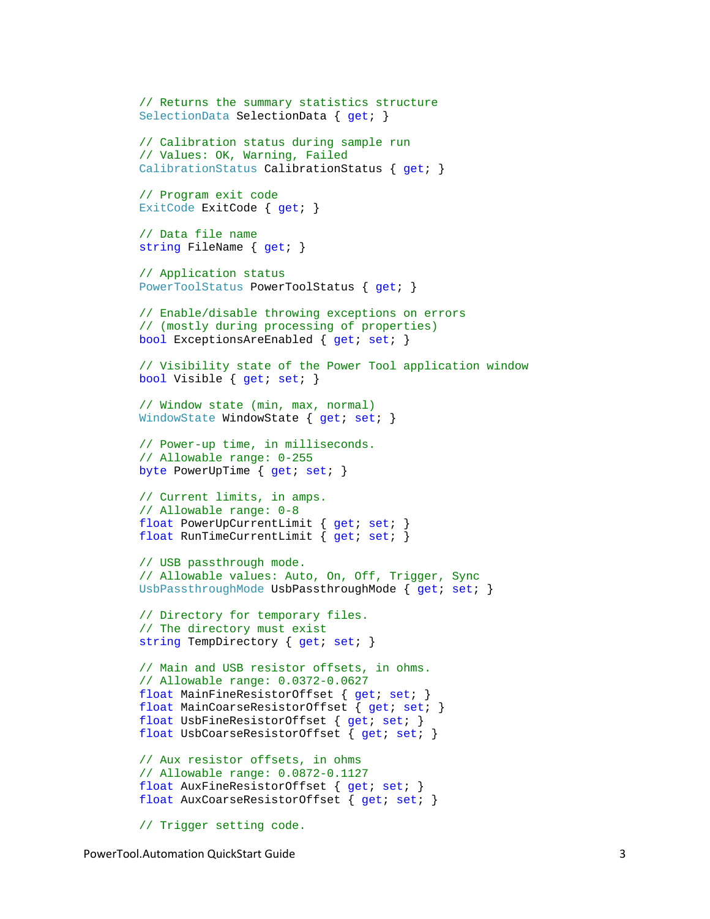```
// Returns the summary statistics structure
SelectionData SelectionData { get; }

// Calibration status during sample run
// Values: OK, Warning, Failed
CalibrationStatus CalibrationStatus { get; }

// Program exit code
ExitCode ExitCode { get; }

// Data file name
string FileName { get; }

// Application status
PowerToolStatus PowerToolStatus { get; }

// Enable/disable throwing exceptions on errors
// (mostly during processing of properties)
bool ExceptionsAreEnabled { get; set; }

// Visibility state of the Power Tool application window
bool Visible { get; set; }

// Window state (min, max, normal)
WindowState WindowState { get; set; }

// Power-up time, in milliseconds.
// Allowable range: 0-255
byte PowerUpTime { get; set; }

// Current limits, in amps.
// Allowable range: 0-8
float PowerUpCurrentLimit { get; set; }
float RunTimeCurrentLimit { get; set; }

// USB passthrough mode.
// Allowable values: Auto, On, Off, Trigger, Sync
UsbPassthroughMode UsbPassthroughMode { get; set; }

// Directory for temporary files.
// The directory must exist
string TempDirectory { get; set; }

// Main and USB resistor offsets, in ohms.
// Allowable range: 0.0372-0.0627
float MainFineResistorOffset { get; set; }
float MainCoarseResistorOffset { get; set; }
float UsbFineResistorOffset { get; set; }
float UsbCoarseResistorOffset { get; set; }

// Aux resistor offsets, in ohms
// Allowable range: 0.0872-0.1127
float AuxFineResistorOffset { get; set; }
float AuxCoarseResistorOffset { get; set; }

// Trigger setting code.
```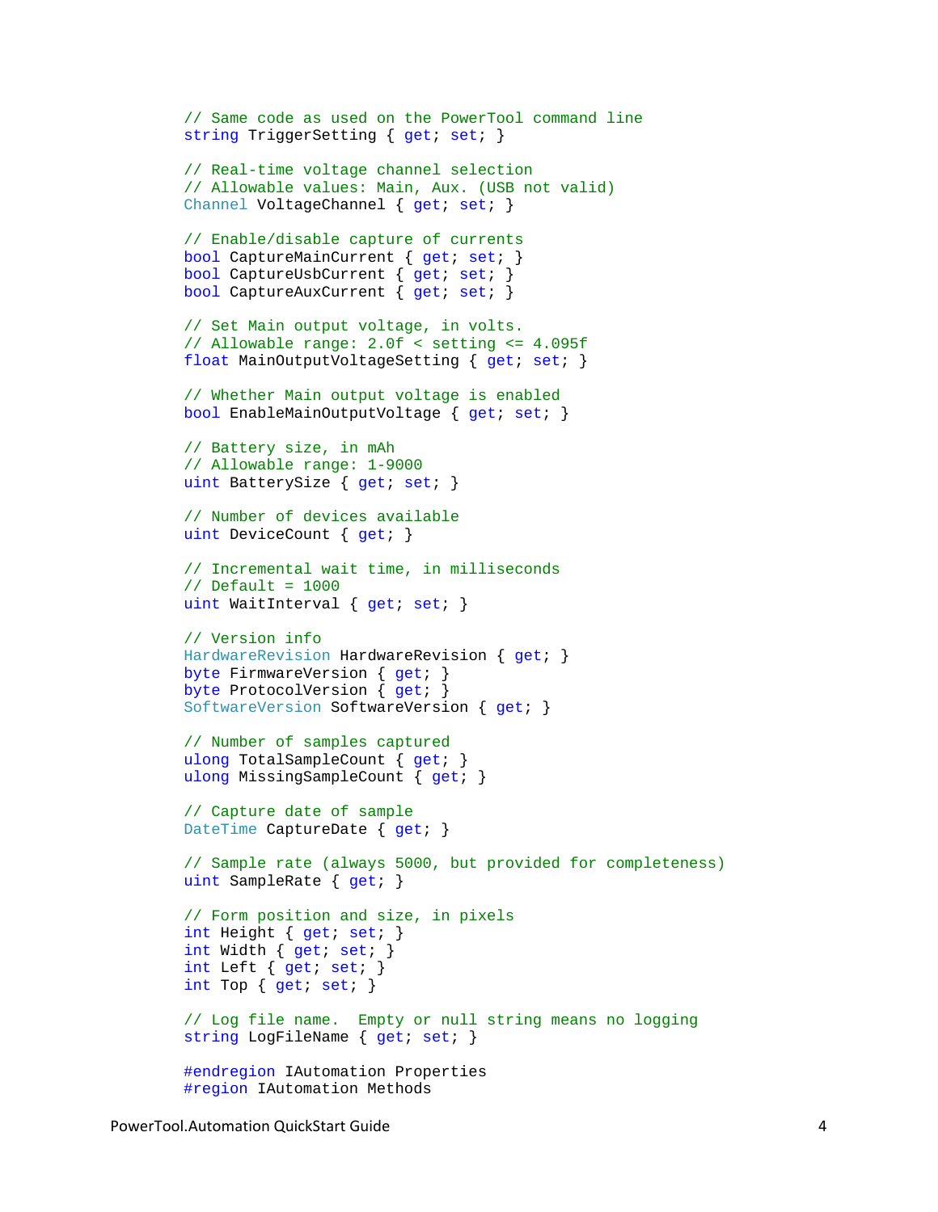```
// Same code as used on the PowerTool command line
string TriggerSetting { get; set; }

// Real-time voltage channel selection
// Allowable values: Main, Aux. (USB not valid)
Channel VoltageChannel { get; set; }

// Enable/disable capture of currents
bool CaptureMainCurrent { get; set; }
bool CaptureUsbCurrent { get; set; }
bool CaptureAuxCurrent { get; set; }

// Set Main output voltage, in volts.
// Allowable range: 2.0f < setting <= 4.095f
float MainOutputVoltageSetting { get; set; }

// Whether Main output voltage is enabled
bool EnableMainOutputVoltage { get; set; }

// Battery size, in mAh
// Allowable range: 1-9000
uint BatterySize { get; set; }

// Number of devices available
uint DeviceCount { get; }

// Incremental wait time, in milliseconds
// Default = 1000
uint WaitInterval { get; set; }

// Version info
HardwareRevision HardwareRevision { get; }
byte FirmwareVersion { get; }
byte ProtocolVersion { get; }
SoftwareVersion SoftwareVersion { get; }

// Number of samples captured
ulong TotalSampleCount { get; }
ulong MissingSampleCount { get; }

// Capture date of sample
DateTime CaptureDate { get; }

// Sample rate (always 5000, but provided for completeness)
uint SampleRate { get; }

// Form position and size, in pixels
int Height { get; set; }
int Width { get; set; }
int Left { get; set; }
int Top { get; set; }

// Log file name.  Empty or null string means no logging
string LogFileName { get; set; }

#endregion IAutomation Properties
#region IAutomation Methods
```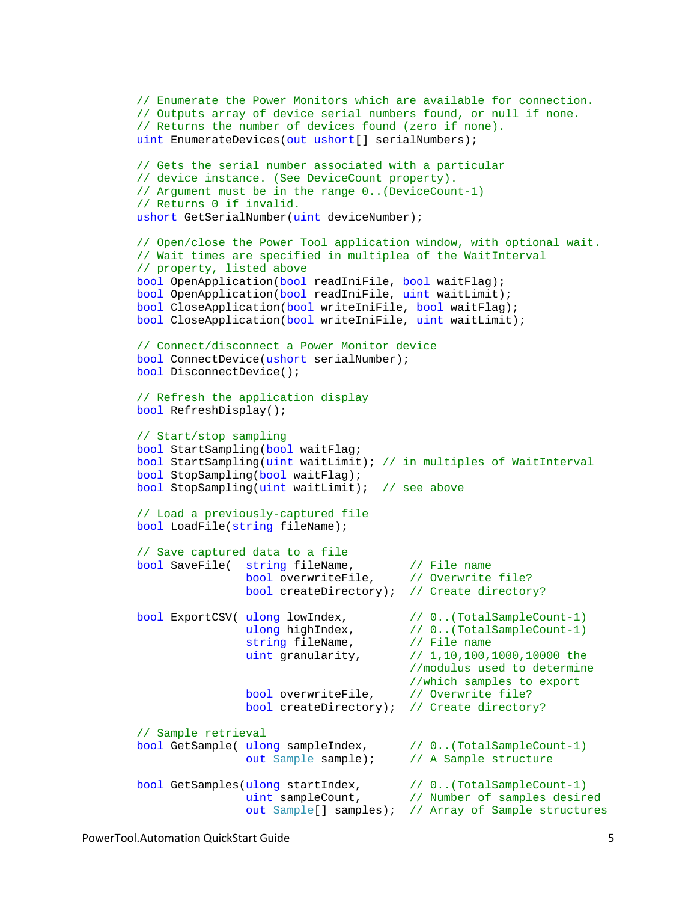```
// Enumerate the Power Monitors which are available for connection.
// Outputs array of device serial numbers found, or null if none.
// Returns the number of devices found (zero if none).
uint EnumerateDevices(out ushort[] serialNumbers);

// Gets the serial number associated with a particular
// device instance. (See DeviceCount property).
// Argument must be in the range 0..(DeviceCount-1)
// Returns 0 if invalid.
ushort GetSerialNumber(uint deviceNumber);

// Open/close the Power Tool application window, with optional wait.
// Wait times are specified in multiplea of the WaitInterval
// property, listed above
bool OpenApplication(bool readIniFile, bool waitFlag);
bool OpenApplication(bool readIniFile, uint waitLimit);
bool CloseApplication(bool writeIniFile, bool waitFlag);
bool CloseApplication(bool writeIniFile, uint waitLimit);

// Connect/disconnect a Power Monitor device
bool ConnectDevice(ushort serialNumber);
bool DisconnectDevice();

// Refresh the application display
bool RefreshDisplay();

// Start/stop sampling
bool StartSampling(bool waitFlag;
bool StartSampling(uint waitLimit); // in multiples of WaitInterval
bool StopSampling(bool waitFlag);
bool StopSampling(uint waitLimit);  // see above

// Load a previously-captured file
bool LoadFile(string fileName);

// Save captured data to a file
bool SaveFile(  string fileName,        // File name
                bool overwriteFile,     // Overwrite file?
                bool createDirectory);  // Create directory?

bool ExportCSV( ulong lowIndex,         // 0..(TotalSampleCount-1)
                ulong highIndex,        // 0..(TotalSampleCount-1)
                string fileName,        // File name
                uint granularity,       // 1,10,100,1000,10000 the
                                        //modulus used to determine
                                        //which samples to export
                bool overwriteFile,     // Overwrite file?
                bool createDirectory);  // Create directory?

// Sample retrieval
bool GetSample( ulong sampleIndex,      // 0..(TotalSampleCount-1)
                out Sample sample);     // A Sample structure

bool GetSamples(ulong startIndex,       // 0..(TotalSampleCount-1)
                uint sampleCount,       // Number of samples desired
                out Sample[] samples);  // Array of Sample structures
```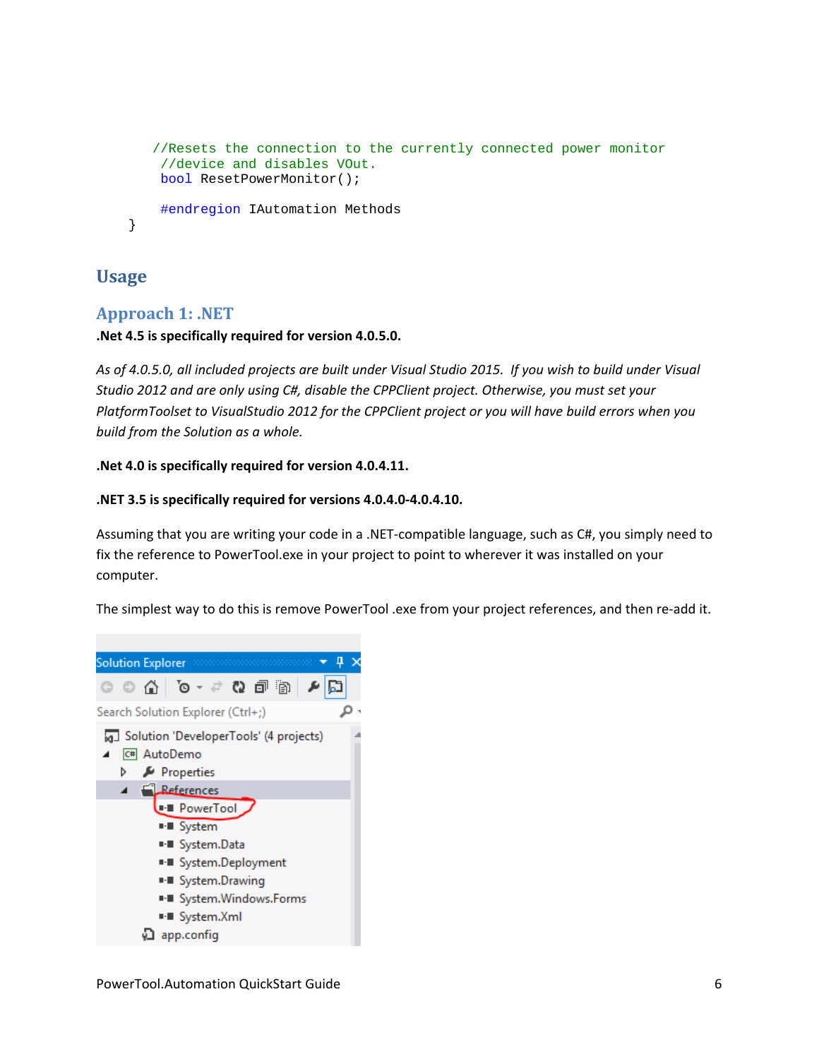```
    //Resets the connection to the currently connected power monitor
    //device and disables VOut.
    bool ResetPowerMonitor();

    #endregion IAutomation Methods
}
```

# Usage

## Approach 1: .NET

**.Net 4.5 is specifically required for version 4.0.5.0.**

*As of 4.0.5.0, all included projects are built under Visual Studio 2015. If you wish to build under Visual Studio 2012 and are only using C#, disable the CPPClient project. Otherwise, you must set your PlatformToolset to VisualStudio 2012 for the CPPClient project or you will have build errors when you build from the Solution as a whole.*

**.Net 4.0 is specifically required for version 4.0.4.11.**

**.NET 3.5 is specifically required for versions 4.0.4.0-4.0.4.10.**

Assuming that you are writing your code in a .NET-compatible language, such as C#, you simply need to fix the reference to PowerTool.exe in your project to point to wherever it was installed on your computer.

The simplest way to do this is remove PowerTool .exe from your project references, and then re-add it.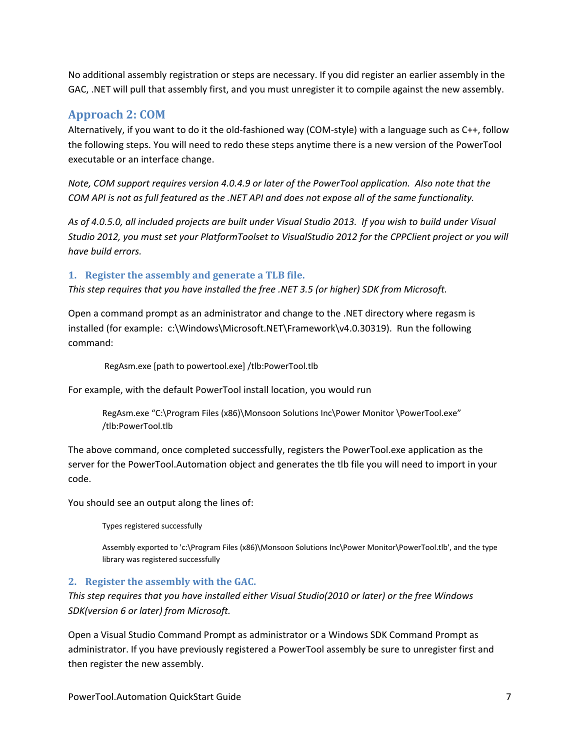No additional assembly registration or steps are necessary. If you did register an earlier assembly in the GAC, .NET will pull that assembly first, and you must unregister it to compile against the new assembly.

## Approach 2: COM

Alternatively, if you want to do it the old-fashioned way (COM-style) with a language such as C++, follow the following steps. You will need to redo these steps anytime there is a new version of the PowerTool executable or an interface change.

*Note, COM support requires version 4.0.4.9 or later of the PowerTool application. Also note that the COM API is not as full featured as the .NET API and does not expose all of the same functionality.*

*As of 4.0.5.0, all included projects are built under Visual Studio 2013. If you wish to build under Visual Studio 2012, you must set your PlatformToolset to VisualStudio 2012 for the CPPClient project or you will have build errors.*

### 1. Register the assembly and generate a TLB file.

*This step requires that you have installed the free .NET 3.5 (or higher) SDK from Microsoft.*

Open a command prompt as an administrator and change to the .NET directory where regasm is installed (for example: c:\Windows\Microsoft.NET\Framework\v4.0.30319). Run the following command:

```
RegAsm.exe [path to powertool.exe] /tlb:PowerTool.tlb
```

For example, with the default PowerTool install location, you would run

```
RegAsm.exe "C:\Program Files (x86)\Monsoon Solutions Inc\Power Monitor \PowerTool.exe" /tlb:PowerTool.tlb
```

The above command, once completed successfully, registers the PowerTool.exe application as the server for the PowerTool.Automation object and generates the tlb file you will need to import in your code.

You should see an output along the lines of:

```
Types registered successfully

Assembly exported to 'c:\Program Files (x86)\Monsoon Solutions Inc\Power Monitor\PowerTool.tlb', and the type library was registered successfully
```

### 2. Register the assembly with the GAC.

*This step requires that you have installed either Visual Studio(2010 or later) or the free Windows SDK(version 6 or later) from Microsoft.*

Open a Visual Studio Command Prompt as administrator or a Windows SDK Command Prompt as administrator. If you have previously registered a PowerTool assembly be sure to unregister first and then register the new assembly.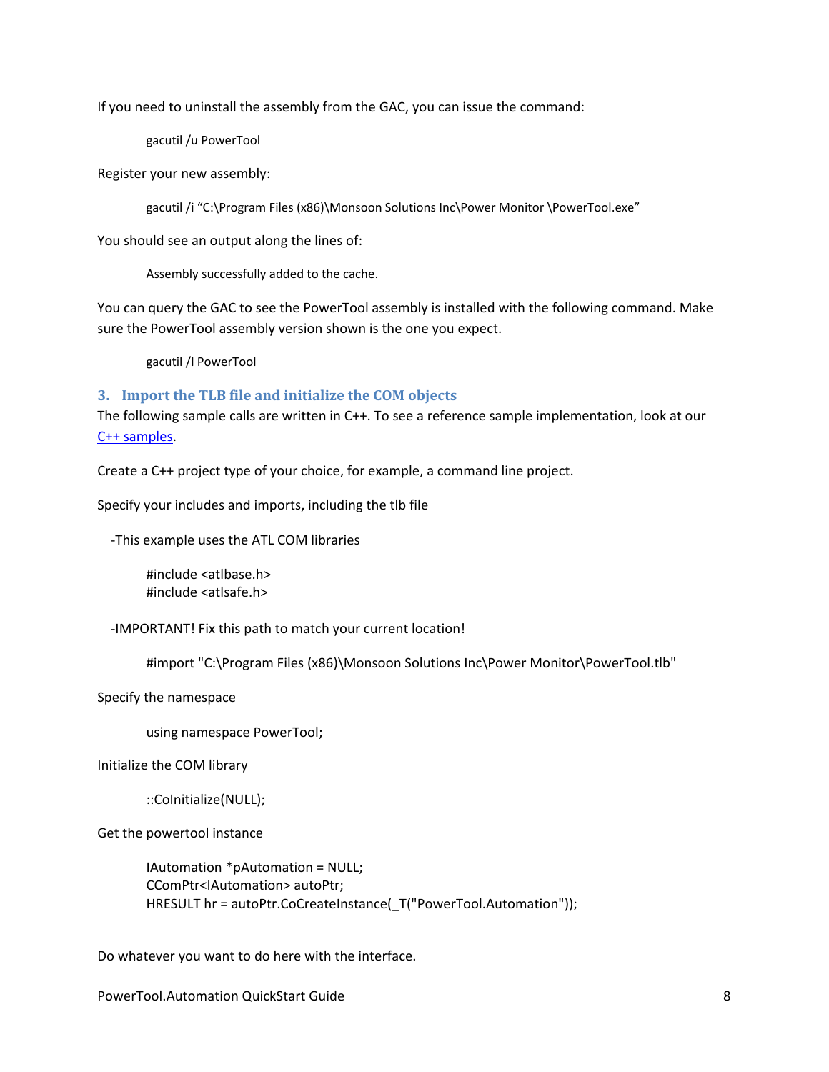If you need to uninstall the assembly from the GAC, you can issue the command:

```
gacutil /u PowerTool
```

Register your new assembly:

```
gacutil /i “C:\Program Files (x86)\Monsoon Solutions Inc\Power Monitor \PowerTool.exe”
```

You should see an output along the lines of:

```
Assembly successfully added to the cache.
```

You can query the GAC to see the PowerTool assembly is installed with the following command. Make sure the PowerTool assembly version shown is the one you expect.

```
gacutil /l PowerTool
```

### 3. Import the TLB file and initialize the COM objects

The following sample calls are written in C++. To see a reference sample implementation, look at our [C++ samples](C++ samples).

Create a C++ project type of your choice, for example, a command line project.

Specify your includes and imports, including the tlb file

-This example uses the ATL COM libraries

```
#include <atlbase.h>
#include <atlsafe.h>
```

-IMPORTANT! Fix this path to match your current location!

```
#import "C:\Program Files (x86)\Monsoon Solutions Inc\Power Monitor\PowerTool.tlb"
```

Specify the namespace

```
using namespace PowerTool;
```

Initialize the COM library

```
::CoInitialize(NULL);
```

Get the powertool instance

```
IAutomation *pAutomation = NULL;
CComPtr<IAutomation> autoPtr;
HRESULT hr = autoPtr.CoCreateInstance(_T("PowerTool.Automation"));
```

Do whatever you want to do here with the interface.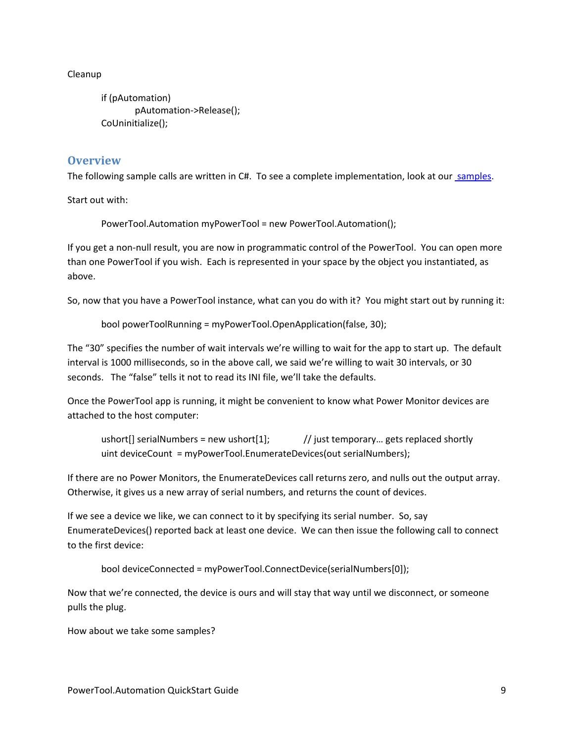Cleanup

```
if (pAutomation)
        pAutomation->Release();
CoUninitialize();
```

## Overview

The following sample calls are written in C#. To see a complete implementation, look at our [samples](samples).

Start out with:

```
PowerTool.Automation myPowerTool = new PowerTool.Automation();
```

If you get a non-null result, you are now in programmatic control of the PowerTool. You can open more than one PowerTool if you wish. Each is represented in your space by the object you instantiated, as above.

So, now that you have a PowerTool instance, what can you do with it? You might start out by running it:

```
bool powerToolRunning = myPowerTool.OpenApplication(false, 30);
```

The "30" specifies the number of wait intervals we're willing to wait for the app to start up. The default interval is 1000 milliseconds, so in the above call, we said we're willing to wait 30 intervals, or 30 seconds. The "false" tells it not to read its INI file, we'll take the defaults.

Once the PowerTool app is running, it might be convenient to know what Power Monitor devices are attached to the host computer:

```
ushort[] serialNumbers = new ushort[1];          // just temporary… gets replaced shortly
uint deviceCount  = myPowerTool.EnumerateDevices(out serialNumbers);
```

If there are no Power Monitors, the EnumerateDevices call returns zero, and nulls out the output array. Otherwise, it gives us a new array of serial numbers, and returns the count of devices.

If we see a device we like, we can connect to it by specifying its serial number. So, say EnumerateDevices() reported back at least one device. We can then issue the following call to connect to the first device:

```
bool deviceConnected = myPowerTool.ConnectDevice(serialNumbers[0]);
```

Now that we're connected, the device is ours and will stay that way until we disconnect, or someone pulls the plug.

How about we take some samples?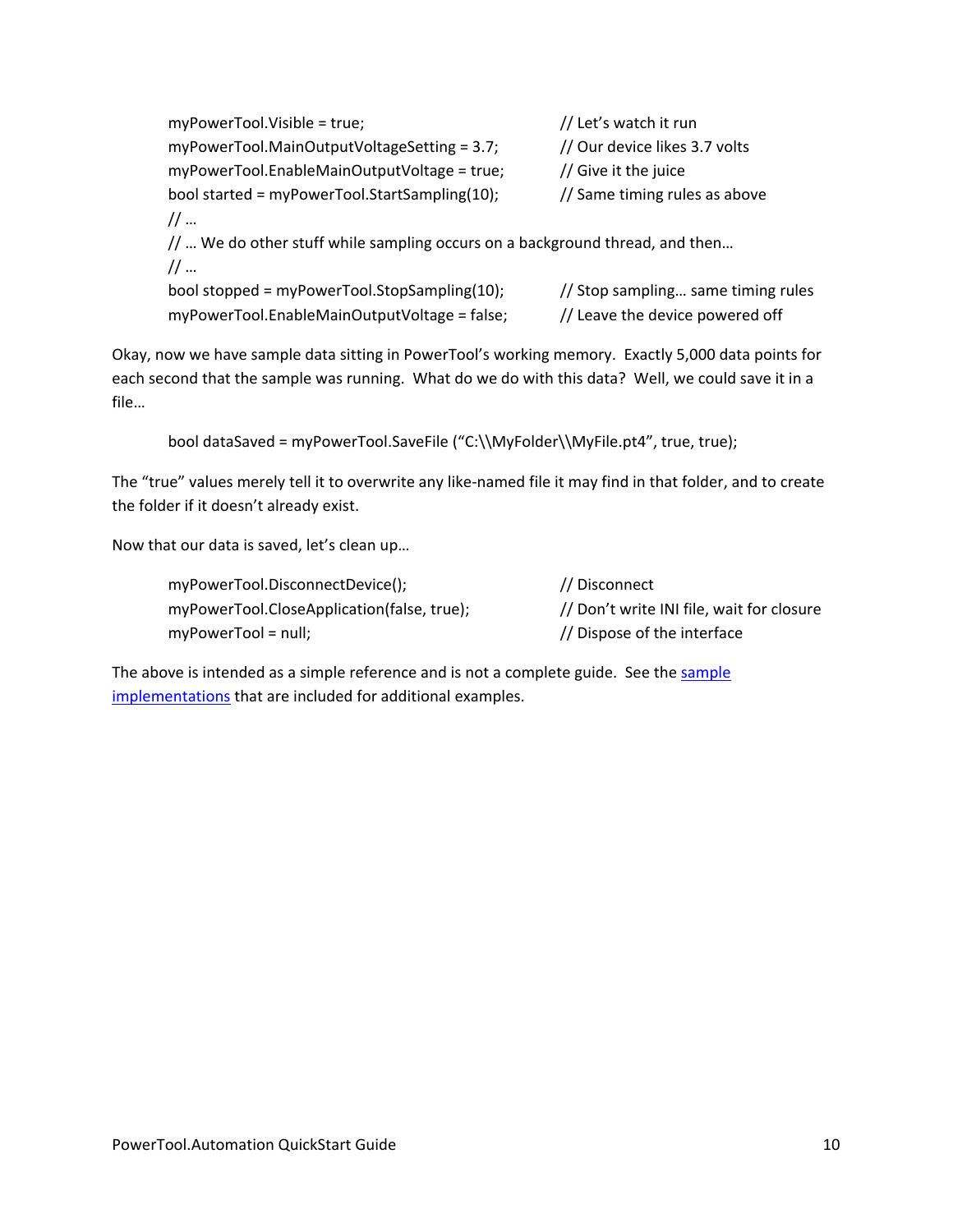```
myPowerTool.Visible = true;                        // Let's watch it run
myPowerTool.MainOutputVoltageSetting = 3.7;        // Our device likes 3.7 volts
myPowerTool.EnableMainOutputVoltage = true;        // Give it the juice
bool started = myPowerTool.StartSampling(10);      // Same timing rules as above
// …
// … We do other stuff while sampling occurs on a background thread, and then…
// …
bool stopped = myPowerTool.StopSampling(10);       // Stop sampling… same timing rules
myPowerTool.EnableMainOutputVoltage = false;       // Leave the device powered off
```

Okay, now we have sample data sitting in PowerTool's working memory. Exactly 5,000 data points for each second that the sample was running. What do we do with this data? Well, we could save it in a file…

```
bool dataSaved = myPowerTool.SaveFile ("C:\\MyFolder\\MyFile.pt4", true, true);
```

The "true" values merely tell it to overwrite any like-named file it may find in that folder, and to create the folder if it doesn't already exist.

Now that our data is saved, let's clean up…

```
myPowerTool.DisconnectDevice();                    // Disconnect
myPowerTool.CloseApplication(false, true);         // Don't write INI file, wait for closure
myPowerTool = null;                                // Dispose of the interface
```

The above is intended as a simple reference and is not a complete guide. See the sample implementations that are included for additional examples.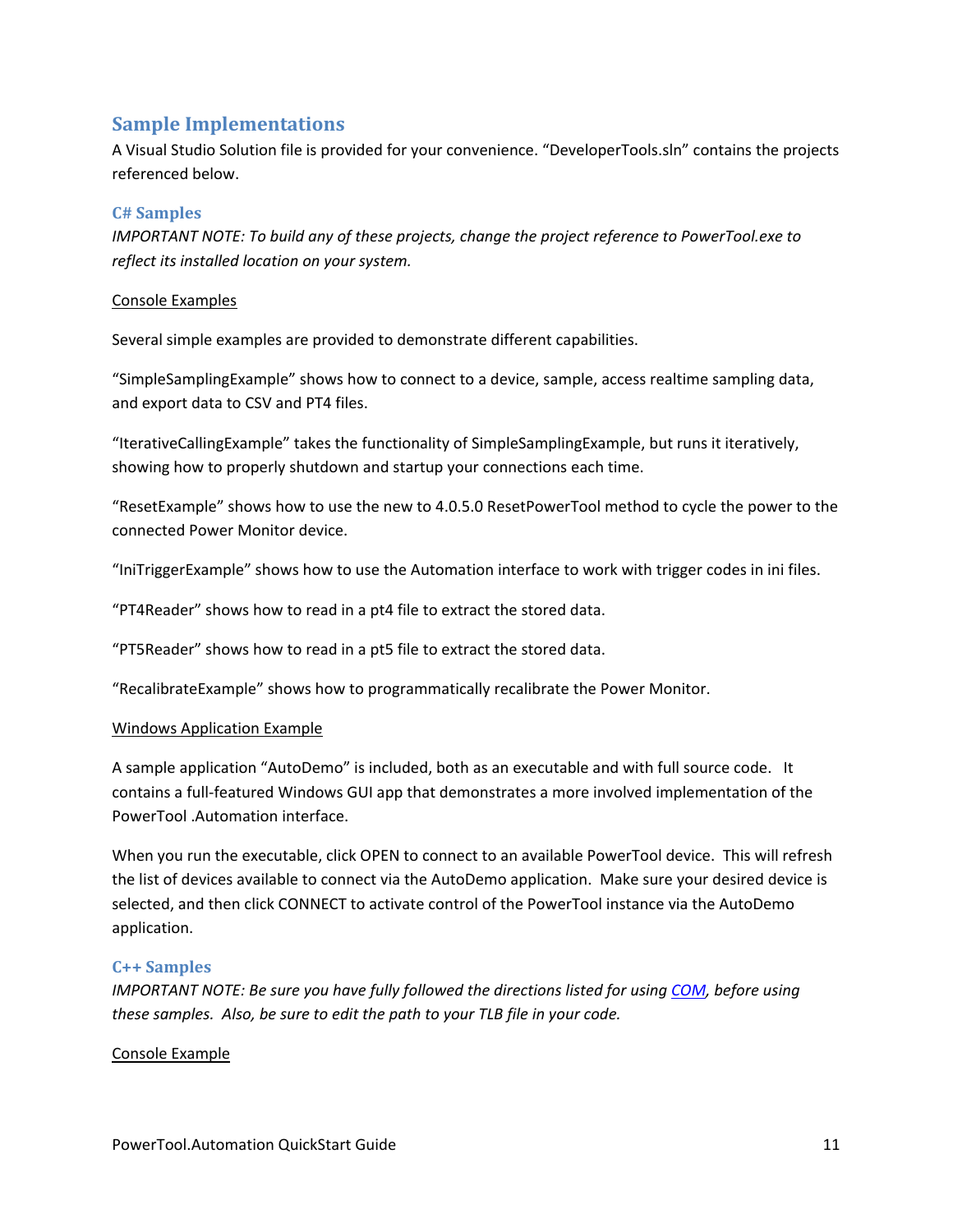## Sample Implementations

A Visual Studio Solution file is provided for your convenience. "DeveloperTools.sln" contains the projects referenced below.

### C# Samples

*IMPORTANT NOTE: To build any of these projects, change the project reference to PowerTool.exe to reflect its installed location on your system.*

<u>Console Examples</u>

Several simple examples are provided to demonstrate different capabilities.

"SimpleSamplingExample" shows how to connect to a device, sample, access realtime sampling data, and export data to CSV and PT4 files.

"IterativeCallingExample" takes the functionality of SimpleSamplingExample, but runs it iteratively, showing how to properly shutdown and startup your connections each time.

"ResetExample" shows how to use the new to 4.0.5.0 ResetPowerTool method to cycle the power to the connected Power Monitor device.

"IniTriggerExample" shows how to use the Automation interface to work with trigger codes in ini files.

"PT4Reader" shows how to read in a pt4 file to extract the stored data.

"PT5Reader" shows how to read in a pt5 file to extract the stored data.

"RecalibrateExample" shows how to programmatically recalibrate the Power Monitor.

<u>Windows Application Example</u>

A sample application "AutoDemo" is included, both as an executable and with full source code. It contains a full-featured Windows GUI app that demonstrates a more involved implementation of the PowerTool .Automation interface.

When you run the executable, click OPEN to connect to an available PowerTool device. This will refresh the list of devices available to connect via the AutoDemo application. Make sure your desired device is selected, and then click CONNECT to activate control of the PowerTool instance via the AutoDemo application.

### C++ Samples

*IMPORTANT NOTE: Be sure you have fully followed the directions listed for using [COM](), before using these samples. Also, be sure to edit the path to your TLB file in your code.*

<u>Console Example</u>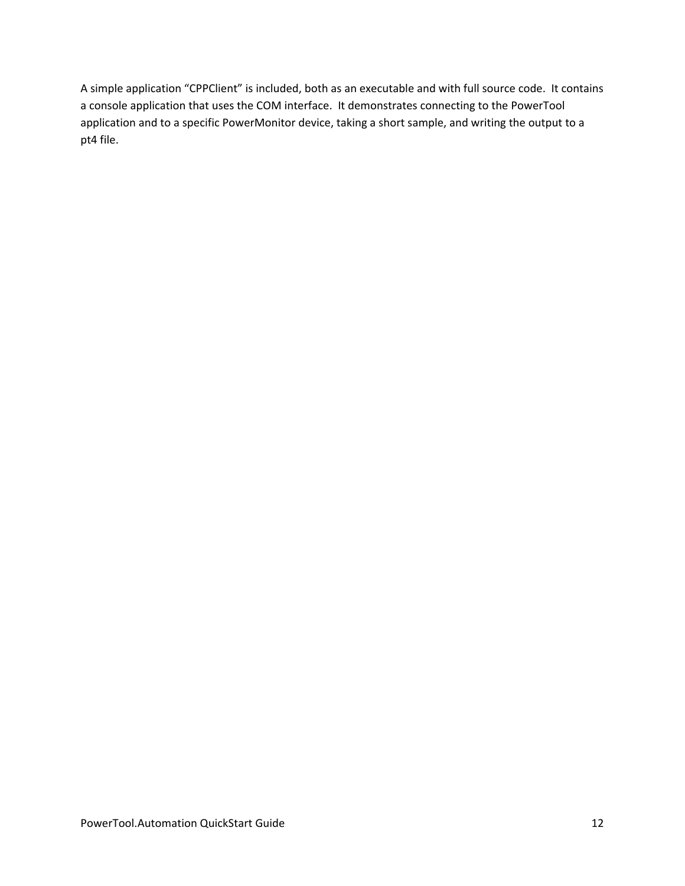A simple application “CPPClient” is included, both as an executable and with full source code. It contains a console application that uses the COM interface. It demonstrates connecting to the PowerTool application and to a specific PowerMonitor device, taking a short sample, and writing the output to a pt4 file.